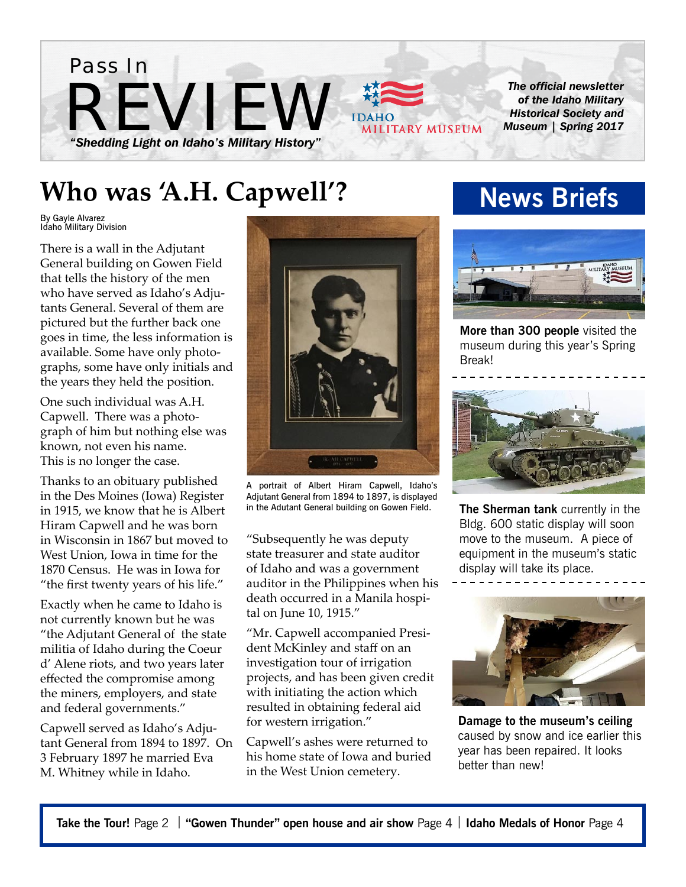Pass In

# REVIEW

*"Shedding Light on Idaho's Military History"*

IDAHO MILITARY MUSEUM

***The official newsletter of the Idaho Military Historical Society and Museum | Spring 2017***

## Who was 'A.H. Capwell'?

By Gayle Alvarez
Idaho Military Division

There is a wall in the Adjutant General building on Gowen Field that tells the history of the men who have served as Idaho's Adjutants General. Several of them are pictured but the further back one goes in time, the less information is available. Some have only photographs, some have only initials and the years they held the position.

One such individual was A.H. Capwell. There was a photograph of him but nothing else was known, not even his name. This is no longer the case.

Thanks to an obituary published in the Des Moines (Iowa) Register in 1915, we know that he is Albert Hiram Capwell and he was born in Wisconsin in 1867 but moved to West Union, Iowa in time for the 1870 Census. He was in Iowa for "the first twenty years of his life."

Exactly when he came to Idaho is not currently known but he was "the Adjutant General of the state militia of Idaho during the Coeur d' Alene riots, and two years later effected the compromise among the miners, employers, and state and federal governments."

Capwell served as Idaho's Adjutant General from 1894 to 1897. On 3 February 1897 he married Eva M. Whitney while in Idaho.

A portrait of Albert Hiram Capwell, Idaho's Adjutant General from 1894 to 1897, is displayed in the Adutant General building on Gowen Field.

"Subsequently he was deputy state treasurer and state auditor of Idaho and was a government auditor in the Philippines when his death occurred in a Manila hospital on June 10, 1915."

"Mr. Capwell accompanied President McKinley and staff on an investigation tour of irrigation projects, and has been given credit with initiating the action which resulted in obtaining federal aid for western irrigation."

Capwell's ashes were returned to his home state of Iowa and buried in the West Union cemetery.

## News Briefs

**More than 300 people** visited the museum during this year's Spring Break!

**The Sherman tank** currently in the Bldg. 600 static display will soon move to the museum. A piece of equipment in the museum's static display will take its place.

**Damage to the museum's ceiling** caused by snow and ice earlier this year has been repaired. It looks better than new!

**Take the Tour!** Page 2 | **"Gowen Thunder" open house and air show** Page 4 | **Idaho Medals of Honor** Page 4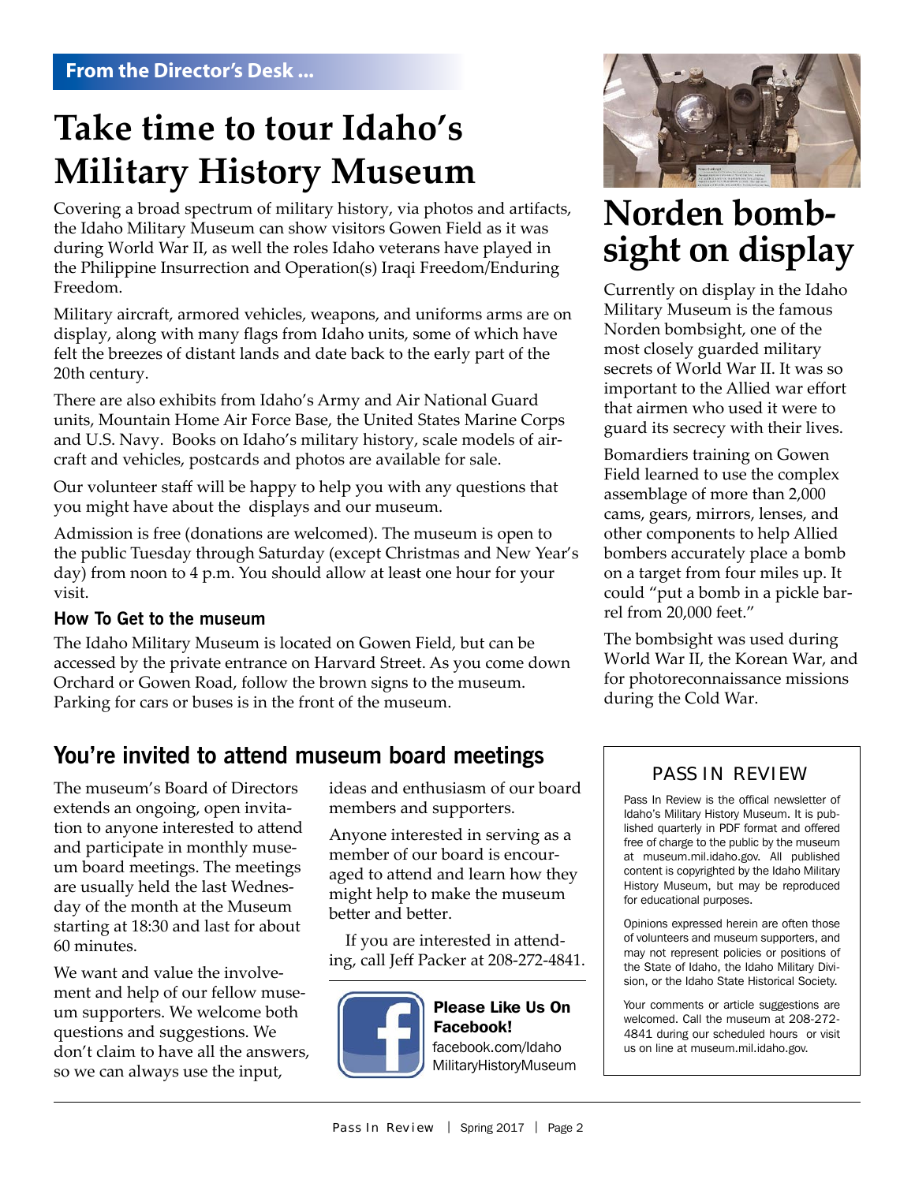**From the Director's Desk ...**

# Take time to tour Idaho's Military History Museum

Covering a broad spectrum of military history, via photos and artifacts, the Idaho Military Museum can show visitors Gowen Field as it was during World War II, as well the roles Idaho veterans have played in the Philippine Insurrection and Operation(s) Iraqi Freedom/Enduring Freedom.

Military aircraft, armored vehicles, weapons, and uniforms arms are on display, along with many flags from Idaho units, some of which have felt the breezes of distant lands and date back to the early part of the 20th century.

There are also exhibits from Idaho's Army and Air National Guard units, Mountain Home Air Force Base, the United States Marine Corps and U.S. Navy. Books on Idaho's military history, scale models of aircraft and vehicles, postcards and photos are available for sale.

Our volunteer staff will be happy to help you with any questions that you might have about the displays and our museum.

Admission is free (donations are welcomed). The museum is open to the public Tuesday through Saturday (except Christmas and New Year's day) from noon to 4 p.m. You should allow at least one hour for your visit.

### How To Get to the museum

The Idaho Military Museum is located on Gowen Field, but can be accessed by the private entrance on Harvard Street. As you come down Orchard or Gowen Road, follow the brown signs to the museum. Parking for cars or buses is in the front of the museum.

# Norden bombsight on display

Currently on display in the Idaho Military Museum is the famous Norden bombsight, one of the most closely guarded military secrets of World War II. It was so important to the Allied war effort that airmen who used it were to guard its secrecy with their lives.

Bomardiers training on Gowen Field learned to use the complex assemblage of more than 2,000 cams, gears, mirrors, lenses, and other components to help Allied bombers accurately place a bomb on a target from four miles up. It could "put a bomb in a pickle barrel from 20,000 feet."

The bombsight was used during World War II, the Korean War, and for photoreconnaissance missions during the Cold War.

## You're invited to attend museum board meetings

The museum's Board of Directors extends an ongoing, open invitation to anyone interested to attend and participate in monthly museum board meetings. The meetings are usually held the last Wednesday of the month at the Museum starting at 18:30 and last for about 60 minutes.

We want and value the involvement and help of our fellow museum supporters. We welcome both questions and suggestions. We don't claim to have all the answers, so we can always use the input, ideas and enthusiasm of our board members and supporters.

Anyone interested in serving as a member of our board is encouraged to attend and learn how they might help to make the museum better and better.

If you are interested in attending, call Jeff Packer at 208-272-4841.

**Please Like Us On Facebook!**
facebook.com/IdahoMilitaryHistoryMuseum

### PASS IN REVIEW

Pass In Review is the offical newsletter of Idaho's Military History Museum. It is published quarterly in PDF format and offered free of charge to the public by the museum at museum.mil.idaho.gov. All published content is copyrighted by the Idaho Military History Museum, but may be reproduced for educational purposes.

Opinions expressed herein are often those of volunteers and museum supporters, and may not represent policies or positions of the State of Idaho, the Idaho Military Division, or the Idaho State Historical Society.

Your comments or article suggestions are welcomed. Call the museum at 208-272-4841 during our scheduled hours or visit us on line at museum.mil.idaho.gov.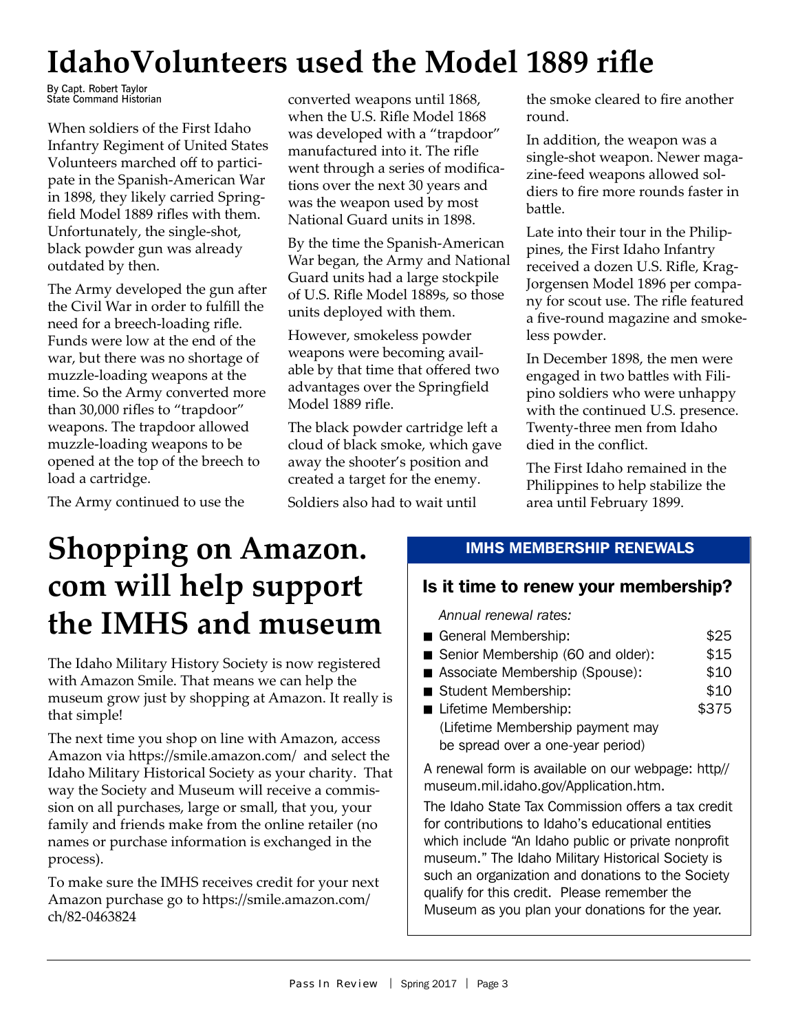# IdahoVolunteers used the Model 1889 rifle

By Capt. Robert Taylor
State Command Historian

When soldiers of the First Idaho Infantry Regiment of United States Volunteers marched off to participate in the Spanish-American War in 1898, they likely carried Springfield Model 1889 rifles with them. Unfortunately, the single-shot, black powder gun was already outdated by then.

The Army developed the gun after the Civil War in order to fulfill the need for a breech-loading rifle. Funds were low at the end of the war, but there was no shortage of muzzle-loading weapons at the time. So the Army converted more than 30,000 rifles to "trapdoor" weapons. The trapdoor allowed muzzle-loading weapons to be opened at the top of the breech to load a cartridge.

The Army continued to use the converted weapons until 1868, when the U.S. Rifle Model 1868 was developed with a "trapdoor" manufactured into it. The rifle went through a series of modifications over the next 30 years and was the weapon used by most National Guard units in 1898.

By the time the Spanish-American War began, the Army and National Guard units had a large stockpile of U.S. Rifle Model 1889s, so those units deployed with them.

However, smokeless powder weapons were becoming available by that time that offered two advantages over the Springfield Model 1889 rifle.

The black powder cartridge left a cloud of black smoke, which gave away the shooter's position and created a target for the enemy.

Soldiers also had to wait until the smoke cleared to fire another round.

In addition, the weapon was a single-shot weapon. Newer magazine-feed weapons allowed soldiers to fire more rounds faster in battle.

Late into their tour in the Philippines, the First Idaho Infantry received a dozen U.S. Rifle, Krag-Jorgensen Model 1896 per company for scout use. The rifle featured a five-round magazine and smokeless powder.

In December 1898, the men were engaged in two battles with Filipino soldiers who were unhappy with the continued U.S. presence. Twenty-three men from Idaho died in the conflict.

The First Idaho remained in the Philippines to help stabilize the area until February 1899.

# Shopping on Amazon.com will help support the IMHS and museum

The Idaho Military History Society is now registered with Amazon Smile. That means we can help the museum grow just by shopping at Amazon. It really is that simple!

The next time you shop on line with Amazon, access Amazon via https://smile.amazon.com/ and select the Idaho Military Historical Society as your charity. That way the Society and Museum will receive a commission on all purchases, large or small, that you, your family and friends make from the online retailer (no names or purchase information is exchanged in the process).

To make sure the IMHS receives credit for your next Amazon purchase go to https://smile.amazon.com/ch/82-0463824

## IMHS MEMBERSHIP RENEWALS

### Is it time to renew your membership?

*Annual renewal rates:*

- General Membership: $25
- Senior Membership (60 and older): $15
- Associate Membership (Spouse): $10
- Student Membership: $10
- Lifetime Membership: $375
  (Lifetime Membership payment may be spread over a one-year period)

A renewal form is available on our webpage: http//museum.mil.idaho.gov/Application.htm.

The Idaho State Tax Commission offers a tax credit for contributions to Idaho's educational entities which include "An Idaho public or private nonprofit museum." The Idaho Military Historical Society is such an organization and donations to the Society qualify for this credit. Please remember the Museum as you plan your donations for the year.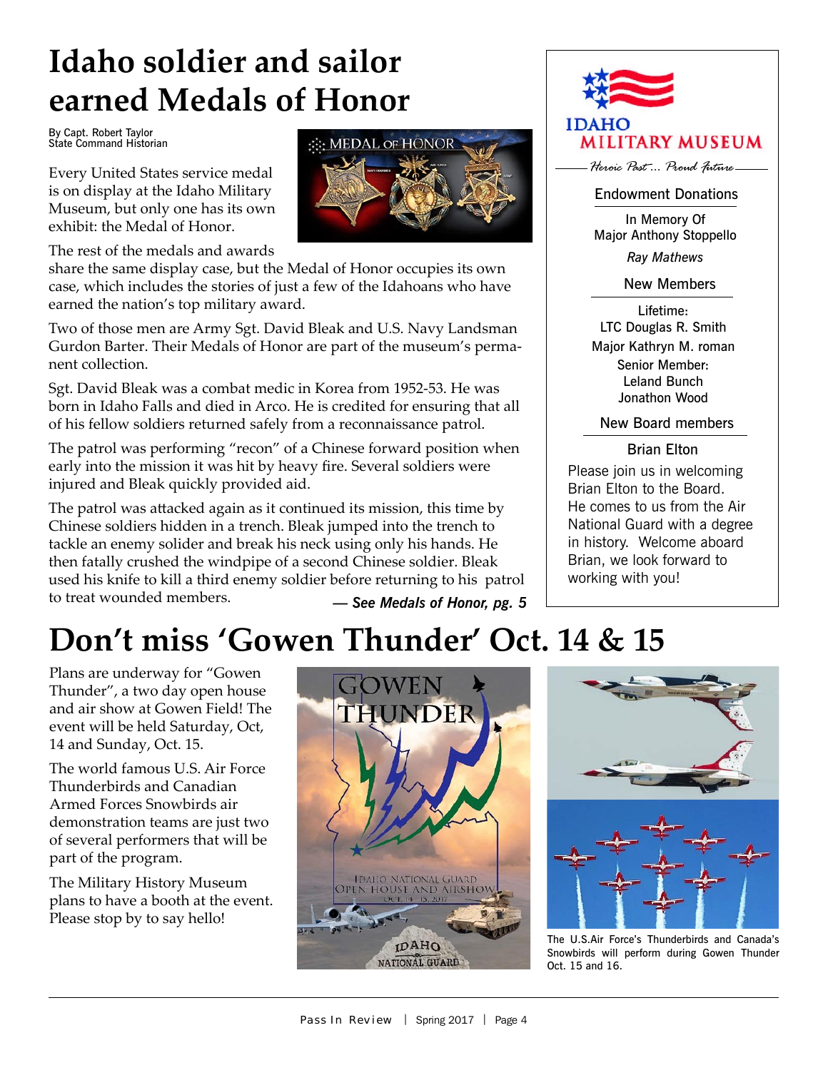# Idaho soldier and sailor earned Medals of Honor

By Capt. Robert Taylor
State Command Historian

Every United States service medal is on display at the Idaho Military Museum, but only one has its own exhibit: the Medal of Honor.

The rest of the medals and awards share the same display case, but the Medal of Honor occupies its own case, which includes the stories of just a few of the Idahoans who have earned the nation's top military award.

Two of those men are Army Sgt. David Bleak and U.S. Navy Landsman Gurdon Barter. Their Medals of Honor are part of the museum's permanent collection.

Sgt. David Bleak was a combat medic in Korea from 1952-53. He was born in Idaho Falls and died in Arco. He is credited for ensuring that all of his fellow soldiers returned safely from a reconnaissance patrol.

The patrol was performing "recon" of a Chinese forward position when early into the mission it was hit by heavy fire. Several soldiers were injured and Bleak quickly provided aid.

The patrol was attacked again as it continued its mission, this time by Chinese soldiers hidden in a trench. Bleak jumped into the trench to tackle an enemy solider and break his neck using only his hands. He then fatally crushed the windpipe of a second Chinese soldier. Bleak used his knife to kill a third enemy soldier before returning to his patrol to treat wounded members.

***— See Medals of Honor, pg. 5***

**IDAHO MILITARY MUSEUM**

*Heroic Past... Proud Future*

**Endowment Donations**

In Memory Of
Major Anthony Stoppello

*Ray Mathews*

**New Members**

Lifetime:
LTC Douglas R. Smith
Major Kathryn M. roman

Senior Member:
Leland Bunch
Jonathon Wood

**New Board members**

Brian Elton

Please join us in welcoming Brian Elton to the Board. He comes to us from the Air National Guard with a degree in history. Welcome aboard Brian, we look forward to working with you!

# Don't miss 'Gowen Thunder' Oct. 14 & 15

Plans are underway for "Gowen Thunder", a two day open house and air show at Gowen Field! The event will be held Saturday, Oct, 14 and Sunday, Oct. 15.

The world famous U.S. Air Force Thunderbirds and Canadian Armed Forces Snowbirds air demonstration teams are just two of several performers that will be part of the program.

The Military History Museum plans to have a booth at the event. Please stop by to say hello!

The U.S.Air Force's Thunderbirds and Canada's Snowbirds will perform during Gowen Thunder Oct. 15 and 16.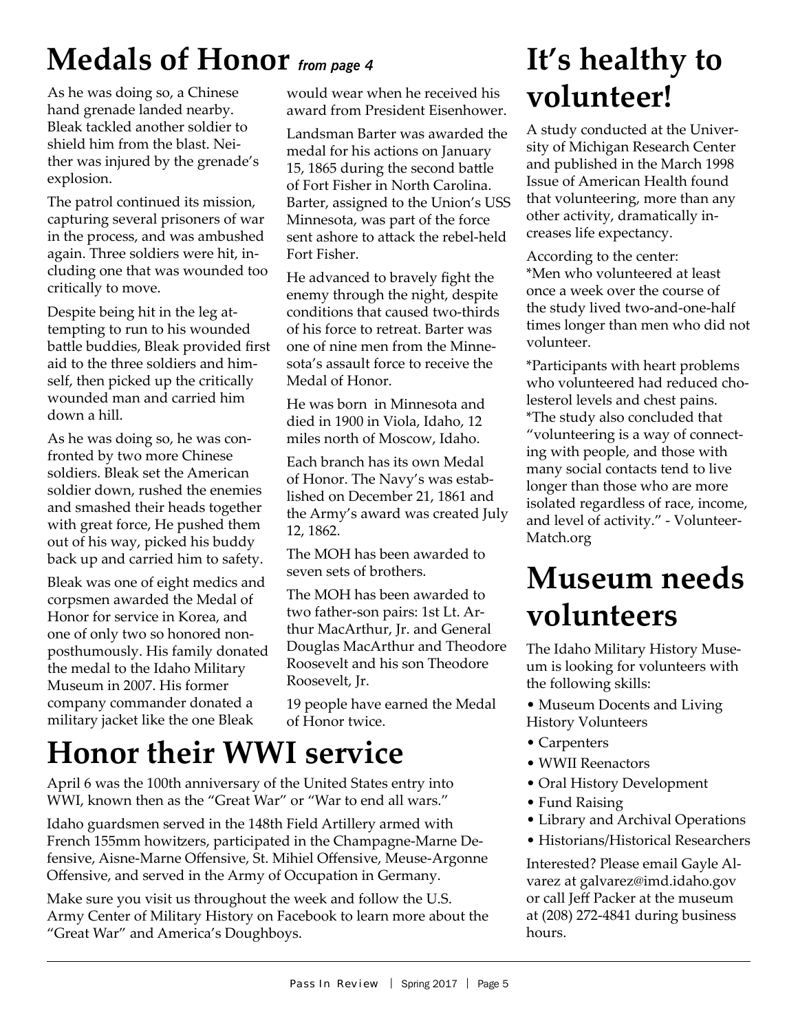# Medals of Honor *from page 4*

As he was doing so, a Chinese hand grenade landed nearby. Bleak tackled another soldier to shield him from the blast. Neither was injured by the grenade's explosion.

The patrol continued its mission, capturing several prisoners of war in the process, and was ambushed again. Three soldiers were hit, including one that was wounded too critically to move.

Despite being hit in the leg attempting to run to his wounded battle buddies, Bleak provided first aid to the three soldiers and himself, then picked up the critically wounded man and carried him down a hill.

As he was doing so, he was confronted by two more Chinese soldiers. Bleak set the American soldier down, rushed the enemies and smashed their heads together with great force, He pushed them out of his way, picked his buddy back up and carried him to safety.

Bleak was one of eight medics and corpsmen awarded the Medal of Honor for service in Korea, and one of only two so honored non-posthumously. His family donated the medal to the Idaho Military Museum in 2007. His former company commander donated a military jacket like the one Bleak would wear when he received his award from President Eisenhower.

Landsman Barter was awarded the medal for his actions on January 15, 1865 during the second battle of Fort Fisher in North Carolina. Barter, assigned to the Union's USS Minnesota, was part of the force sent ashore to attack the rebel-held Fort Fisher.

He advanced to bravely fight the enemy through the night, despite conditions that caused two-thirds of his force to retreat. Barter was one of nine men from the Minnesota's assault force to receive the Medal of Honor.

He was born in Minnesota and died in 1900 in Viola, Idaho, 12 miles north of Moscow, Idaho.

Each branch has its own Medal of Honor. The Navy's was established on December 21, 1861 and the Army's award was created July 12, 1862.

The MOH has been awarded to seven sets of brothers.

The MOH has been awarded to two father-son pairs: 1st Lt. Arthur MacArthur, Jr. and General Douglas MacArthur and Theodore Roosevelt and his son Theodore Roosevelt, Jr.

19 people have earned the Medal of Honor twice.

# Honor their WWI service

April 6 was the 100th anniversary of the United States entry into WWI, known then as the "Great War" or "War to end all wars."

Idaho guardsmen served in the 148th Field Artillery armed with French 155mm howitzers, participated in the Champagne-Marne Defensive, Aisne-Marne Offensive, St. Mihiel Offensive, Meuse-Argonne Offensive, and served in the Army of Occupation in Germany.

Make sure you visit us throughout the week and follow the U.S. Army Center of Military History on Facebook to learn more about the "Great War" and America's Doughboys.

# It's healthy to volunteer!

A study conducted at the University of Michigan Research Center and published in the March 1998 Issue of American Health found that volunteering, more than any other activity, dramatically increases life expectancy.

According to the center:
*Men who volunteered at least once a week over the course of the study lived two-and-one-half times longer than men who did not volunteer.

*Participants with heart problems who volunteered had reduced cholesterol levels and chest pains.
*The study also concluded that "volunteering is a way of connecting with people, and those with many social contacts tend to live longer than those who are more isolated regardless of race, income, and level of activity." - VolunteerMatch.org

# Museum needs volunteers

The Idaho Military History Museum is looking for volunteers with the following skills:

- Museum Docents and Living History Volunteers
- Carpenters
- WWII Reenactors
- Oral History Development
- Fund Raising
- Library and Archival Operations
- Historians/Historical Researchers

Interested? Please email Gayle Alvarez at galvarez@imd.idaho.gov or call Jeff Packer at the museum at (208) 272-4841 during business hours.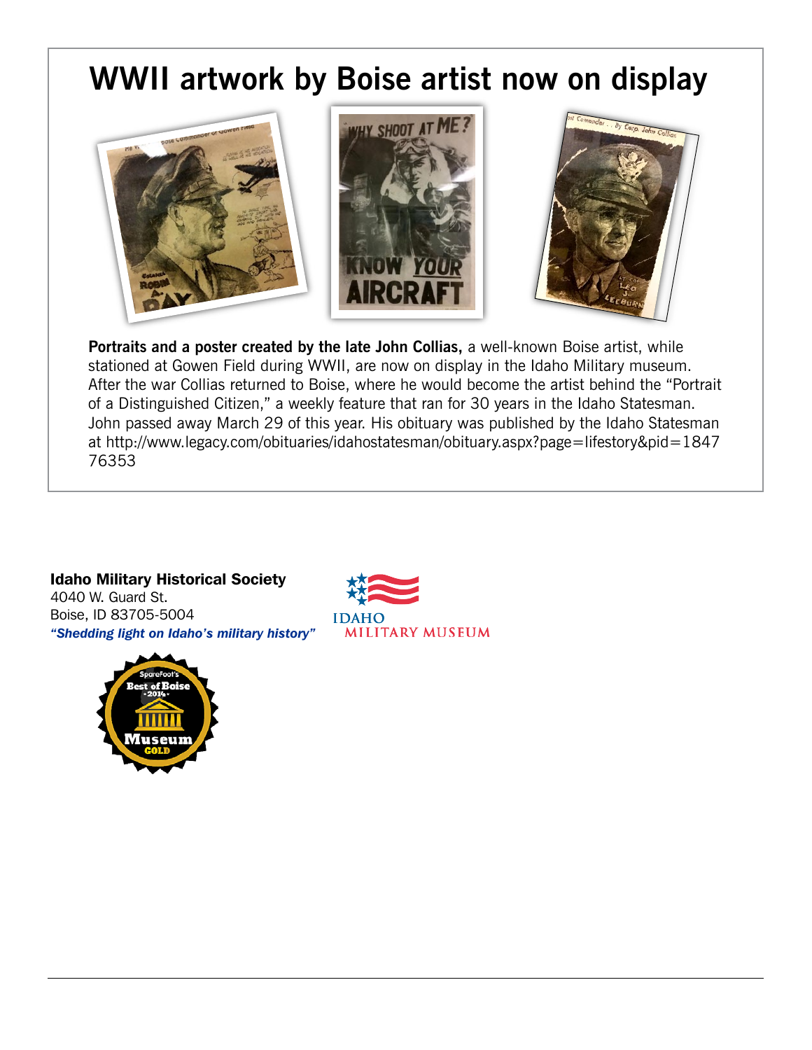# WWII artwork by Boise artist now on display

**Portraits and a poster created by the late John Collias,** a well-known Boise artist, while stationed at Gowen Field during WWII, are now on display in the Idaho Military museum. After the war Collias returned to Boise, where he would become the artist behind the "Portrait of a Distinguished Citizen," a weekly feature that ran for 30 years in the Idaho Statesman. John passed away March 29 of this year. His obituary was published by the Idaho Statesman at http://www.legacy.com/obituaries/idahostatesman/obituary.aspx?page=lifestory&pid=184776353

**Idaho Military Historical Society**
4040 W. Guard St.
Boise, ID 83705-5004
***"Shedding light on Idaho's military history"***

IDAHO
MILITARY MUSEUM

SpareFoot's Best of Boise • 2014 • Museum GOLD